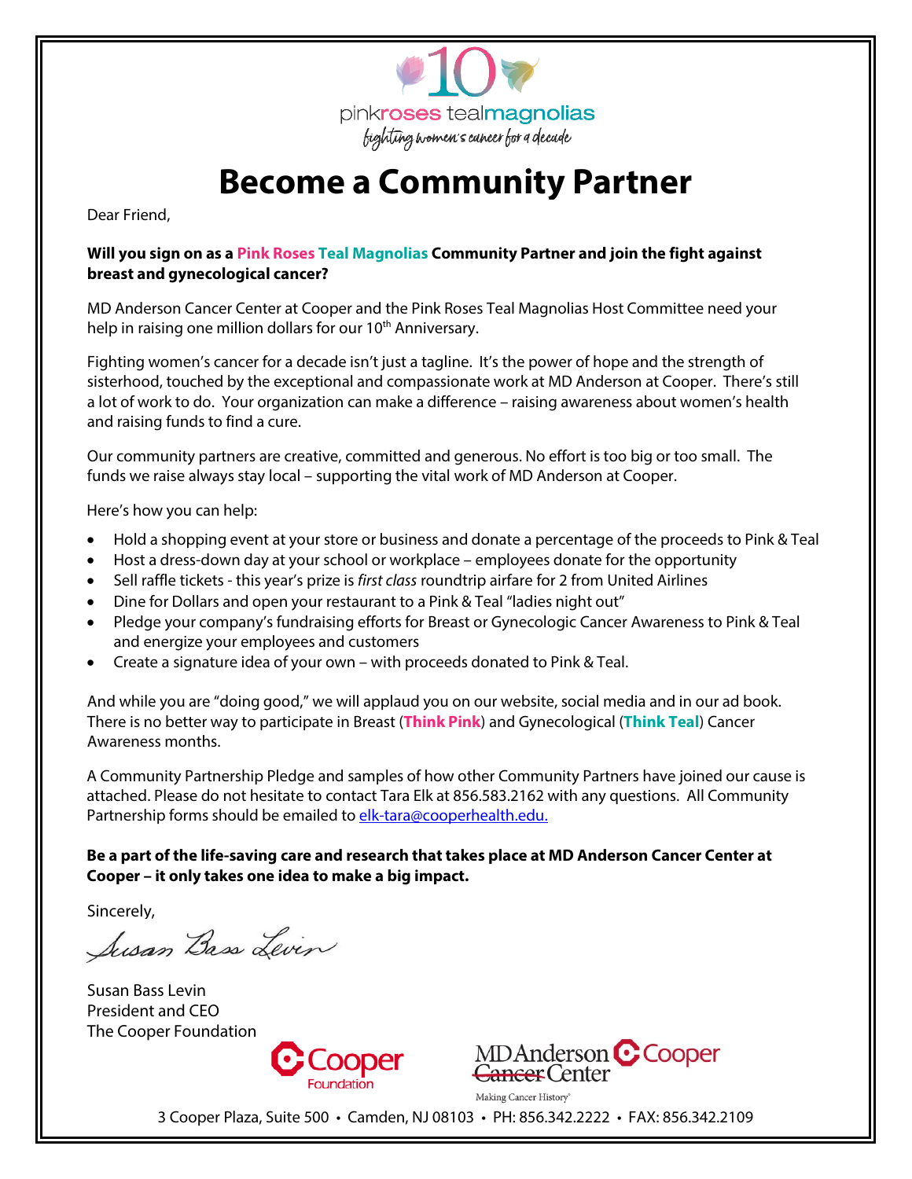pinkroses tealmagnolias

*fighting women's cancer for a decade*

# Become a Community Partner

Dear Friend,

**Will you sign on as a Pink Roses Teal Magnolias Community Partner and join the fight against breast and gynecological cancer?**

MD Anderson Cancer Center at Cooper and the Pink Roses Teal Magnolias Host Committee need your help in raising one million dollars for our 10th Anniversary.

Fighting women's cancer for a decade isn't just a tagline. It's the power of hope and the strength of sisterhood, touched by the exceptional and compassionate work at MD Anderson at Cooper. There's still a lot of work to do. Your organization can make a difference – raising awareness about women's health and raising funds to find a cure.

Our community partners are creative, committed and generous. No effort is too big or too small. The funds we raise always stay local – supporting the vital work of MD Anderson at Cooper.

Here's how you can help:

- Hold a shopping event at your store or business and donate a percentage of the proceeds to Pink & Teal
- Host a dress-down day at your school or workplace – employees donate for the opportunity
- Sell raffle tickets - this year's prize is *first class* roundtrip airfare for 2 from United Airlines
- Dine for Dollars and open your restaurant to a Pink & Teal "ladies night out"
- Pledge your company's fundraising efforts for Breast or Gynecologic Cancer Awareness to Pink & Teal and energize your employees and customers
- Create a signature idea of your own – with proceeds donated to Pink & Teal.

And while you are "doing good," we will applaud you on our website, social media and in our ad book. There is no better way to participate in Breast (**Think Pink**) and Gynecological (**Think Teal**) Cancer Awareness months.

A Community Partnership Pledge and samples of how other Community Partners have joined our cause is attached. Please do not hesitate to contact Tara Elk at 856.583.2162 with any questions. All Community Partnership forms should be emailed to elk-tara@cooperhealth.edu.

**Be a part of the life-saving care and research that takes place at MD Anderson Cancer Center at Cooper – it only takes one idea to make a big impact.**

Sincerely,

*Susan Bass Levin*

Susan Bass Levin
President and CEO
The Cooper Foundation

Cooper Foundation

MD Anderson Cancer Center Cooper
Making Cancer History®

3 Cooper Plaza, Suite 500 • Camden, NJ 08103 • PH: 856.342.2222 • FAX: 856.342.2109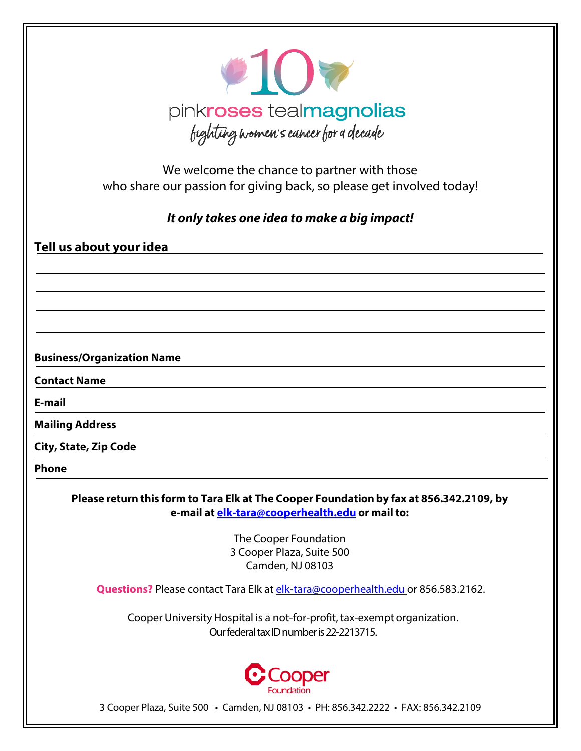# 10 pinkroses tealmagnolias

*fighting women's cancer for a decade*

We welcome the chance to partner with those who share our passion for giving back, so please get involved today!

***It only takes one idea to make a big impact!***

**Tell us about your idea** \_\_\_\_\_\_\_\_\_\_\_\_\_\_\_\_\_\_\_\_\_\_\_\_\_\_\_\_\_\_\_\_\_\_\_\_\_\_\_\_

\_\_\_\_\_\_\_\_\_\_\_\_\_\_\_\_\_\_\_\_\_\_\_\_\_\_\_\_\_\_\_\_\_\_\_\_\_\_\_\_\_\_\_\_\_\_\_\_\_\_\_\_\_\_\_\_

\_\_\_\_\_\_\_\_\_\_\_\_\_\_\_\_\_\_\_\_\_\_\_\_\_\_\_\_\_\_\_\_\_\_\_\_\_\_\_\_\_\_\_\_\_\_\_\_\_\_\_\_\_\_\_\_

\_\_\_\_\_\_\_\_\_\_\_\_\_\_\_\_\_\_\_\_\_\_\_\_\_\_\_\_\_\_\_\_\_\_\_\_\_\_\_\_\_\_\_\_\_\_\_\_\_\_\_\_\_\_\_\_

\_\_\_\_\_\_\_\_\_\_\_\_\_\_\_\_\_\_\_\_\_\_\_\_\_\_\_\_\_\_\_\_\_\_\_\_\_\_\_\_\_\_\_\_\_\_\_\_\_\_\_\_\_\_\_\_

**Business/Organization Name** \_\_\_\_\_\_\_\_\_\_\_\_\_\_\_\_\_\_\_\_\_\_\_\_\_\_\_\_\_\_\_\_\_\_\_\_

**Contact Name** \_\_\_\_\_\_\_\_\_\_\_\_\_\_\_\_\_\_\_\_\_\_\_\_\_\_\_\_\_\_\_\_\_\_\_\_\_\_\_\_\_\_\_\_\_\_

**E-mail** \_\_\_\_\_\_\_\_\_\_\_\_\_\_\_\_\_\_\_\_\_\_\_\_\_\_\_\_\_\_\_\_\_\_\_\_\_\_\_\_\_\_\_\_\_\_\_\_\_\_\_

**Mailing Address** \_\_\_\_\_\_\_\_\_\_\_\_\_\_\_\_\_\_\_\_\_\_\_\_\_\_\_\_\_\_\_\_\_\_\_\_\_\_\_\_\_\_\_\_

**City, State, Zip Code** \_\_\_\_\_\_\_\_\_\_\_\_\_\_\_\_\_\_\_\_\_\_\_\_\_\_\_\_\_\_\_\_\_\_\_\_\_\_\_\_

**Phone** \_\_\_\_\_\_\_\_\_\_\_\_\_\_\_\_\_\_\_\_\_\_\_\_\_\_\_\_\_\_\_\_\_\_\_\_\_\_\_\_\_\_\_\_\_\_\_\_\_\_\_\_

**Please return this form to Tara Elk at The Cooper Foundation by fax at 856.342.2109, by e-mail at elk-tara@cooperhealth.edu or mail to:**

The Cooper Foundation
3 Cooper Plaza, Suite 500
Camden, NJ 08103

**Questions?** Please contact Tara Elk at elk-tara@cooperhealth.edu or 856.583.2162.

Cooper University Hospital is a not-for-profit, tax-exempt organization.
Our federal tax ID number is 22-2213715.

Cooper Foundation

3 Cooper Plaza, Suite 500 • Camden, NJ 08103 • PH: 856.342.2222 • FAX: 856.342.2109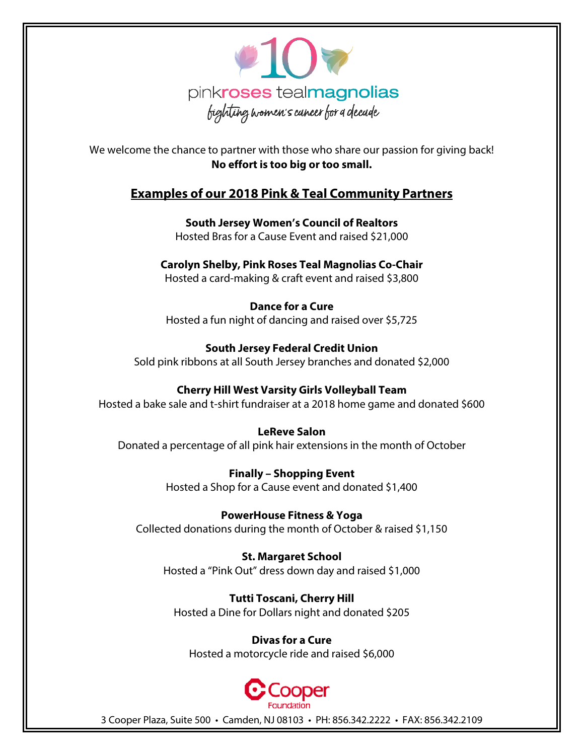10

pinkroses tealmagnolias

*fighting women's cancer for a decade*

We welcome the chance to partner with those who share our passion for giving back!
**No effort is too big or too small.**

## Examples of our 2018 Pink & Teal Community Partners

**South Jersey Women's Council of Realtors**
Hosted Bras for a Cause Event and raised $21,000

**Carolyn Shelby, Pink Roses Teal Magnolias Co-Chair**
Hosted a card-making & craft event and raised $3,800

**Dance for a Cure**
Hosted a fun night of dancing and raised over $5,725

**South Jersey Federal Credit Union**
Sold pink ribbons at all South Jersey branches and donated $2,000

**Cherry Hill West Varsity Girls Volleyball Team**
Hosted a bake sale and t-shirt fundraiser at a 2018 home game and donated $600

**LeReve Salon**
Donated a percentage of all pink hair extensions in the month of October

**Finally – Shopping Event**
Hosted a Shop for a Cause event and donated $1,400

**PowerHouse Fitness & Yoga**
Collected donations during the month of October & raised $1,150

**St. Margaret School**
Hosted a "Pink Out" dress down day and raised $1,000

**Tutti Toscani, Cherry Hill**
Hosted a Dine for Dollars night and donated $205

**Divas for a Cure**
Hosted a motorcycle ride and raised $6,000

Cooper Foundation

3 Cooper Plaza, Suite 500 • Camden, NJ 08103 • PH: 856.342.2222 • FAX: 856.342.2109